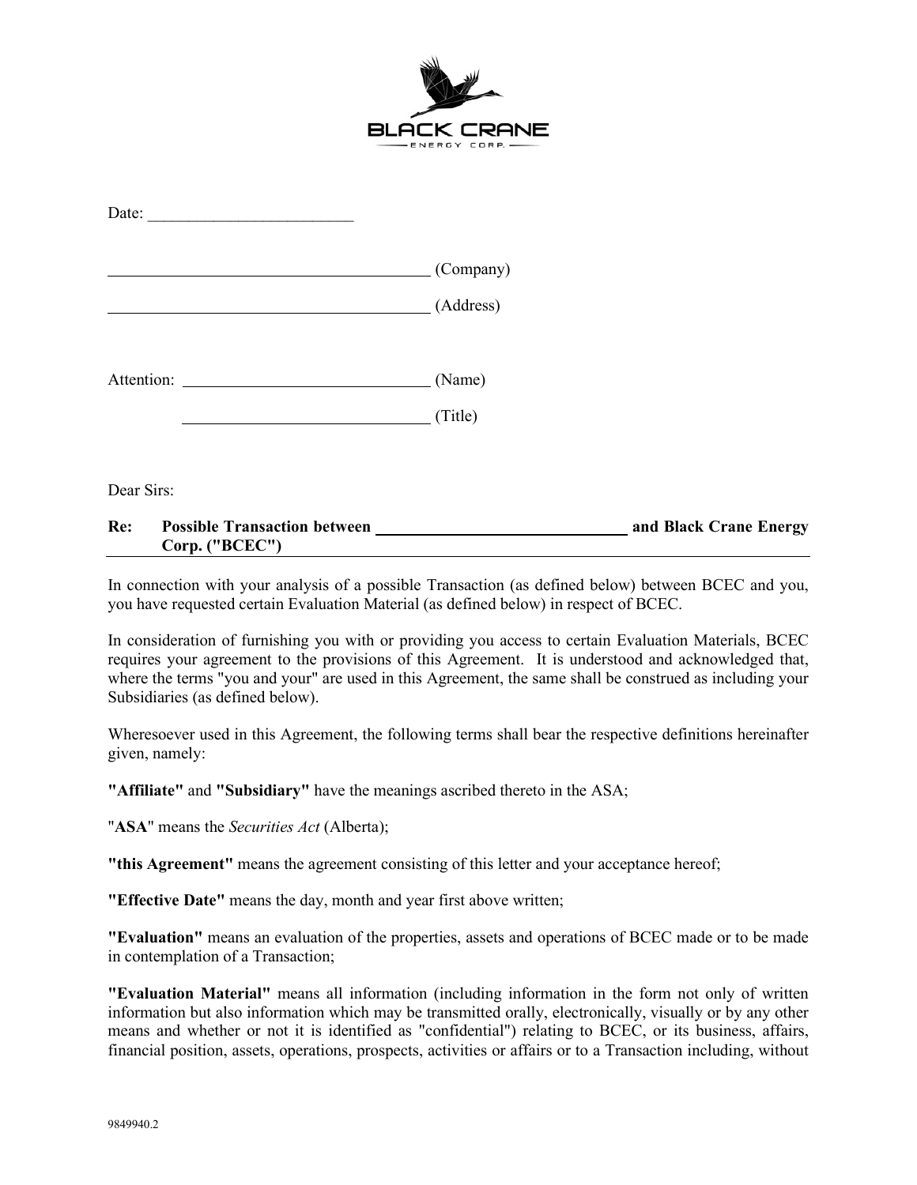BLACK CRANE

ENERGY CORP.

Date: _________________________

________________________________________ (Company)

________________________________________ (Address)

Attention: ______________________________ (Name)

______________________________ (Title)

Dear Sirs:

**Re: Possible Transaction between _______________________________ and Black Crane Energy Corp. ("BCEC")**

In connection with your analysis of a possible Transaction (as defined below) between BCEC and you, you have requested certain Evaluation Material (as defined below) in respect of BCEC.

In consideration of furnishing you with or providing you access to certain Evaluation Materials, BCEC requires your agreement to the provisions of this Agreement. It is understood and acknowledged that, where the terms "you and your" are used in this Agreement, the same shall be construed as including your Subsidiaries (as defined below).

Wheresoever used in this Agreement, the following terms shall bear the respective definitions hereinafter given, namely:

**"Affiliate"** and **"Subsidiary"** have the meanings ascribed thereto in the ASA;

"**ASA**" means the *Securities Act* (Alberta);

**"this Agreement"** means the agreement consisting of this letter and your acceptance hereof;

**"Effective Date"** means the day, month and year first above written;

**"Evaluation"** means an evaluation of the properties, assets and operations of BCEC made or to be made in contemplation of a Transaction;

**"Evaluation Material"** means all information (including information in the form not only of written information but also information which may be transmitted orally, electronically, visually or by any other means and whether or not it is identified as "confidential") relating to BCEC, or its business, affairs, financial position, assets, operations, prospects, activities or affairs or to a Transaction including, without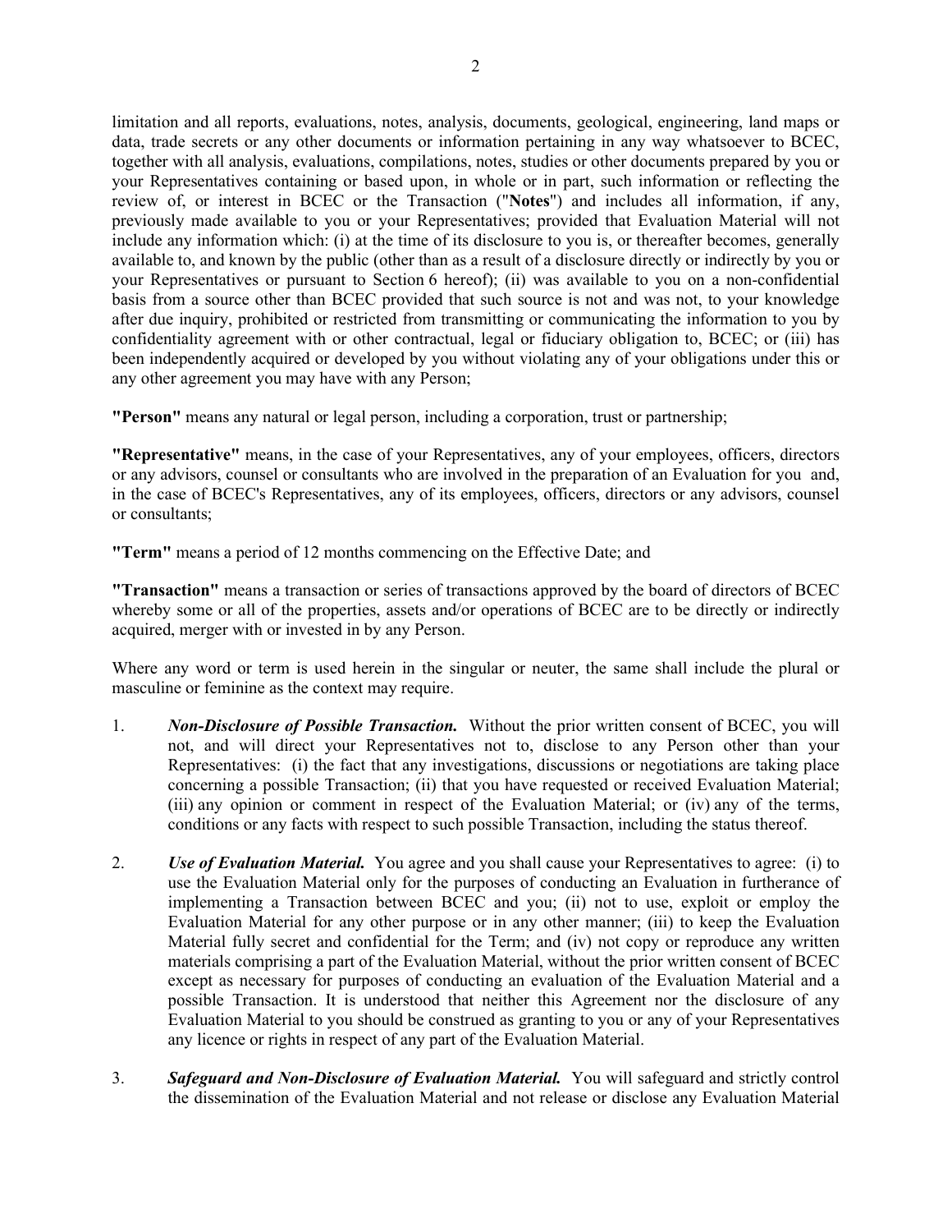limitation and all reports, evaluations, notes, analysis, documents, geological, engineering, land maps or data, trade secrets or any other documents or information pertaining in any way whatsoever to BCEC, together with all analysis, evaluations, compilations, notes, studies or other documents prepared by you or your Representatives containing or based upon, in whole or in part, such information or reflecting the review of, or interest in BCEC or the Transaction ("**Notes**") and includes all information, if any, previously made available to you or your Representatives; provided that Evaluation Material will not include any information which: (i) at the time of its disclosure to you is, or thereafter becomes, generally available to, and known by the public (other than as a result of a disclosure directly or indirectly by you or your Representatives or pursuant to Section 6 hereof); (ii) was available to you on a non-confidential basis from a source other than BCEC provided that such source is not and was not, to your knowledge after due inquiry, prohibited or restricted from transmitting or communicating the information to you by confidentiality agreement with or other contractual, legal or fiduciary obligation to, BCEC; or (iii) has been independently acquired or developed by you without violating any of your obligations under this or any other agreement you may have with any Person;

**"Person"** means any natural or legal person, including a corporation, trust or partnership;

**"Representative"** means, in the case of your Representatives, any of your employees, officers, directors or any advisors, counsel or consultants who are involved in the preparation of an Evaluation for you and, in the case of BCEC's Representatives, any of its employees, officers, directors or any advisors, counsel or consultants;

**"Term"** means a period of 12 months commencing on the Effective Date; and

**"Transaction"** means a transaction or series of transactions approved by the board of directors of BCEC whereby some or all of the properties, assets and/or operations of BCEC are to be directly or indirectly acquired, merger with or invested in by any Person.

Where any word or term is used herein in the singular or neuter, the same shall include the plural or masculine or feminine as the context may require.

1. ***Non-Disclosure of Possible Transaction.*** Without the prior written consent of BCEC, you will not, and will direct your Representatives not to, disclose to any Person other than your Representatives: (i) the fact that any investigations, discussions or negotiations are taking place concerning a possible Transaction; (ii) that you have requested or received Evaluation Material; (iii) any opinion or comment in respect of the Evaluation Material; or (iv) any of the terms, conditions or any facts with respect to such possible Transaction, including the status thereof.

2. ***Use of Evaluation Material.*** You agree and you shall cause your Representatives to agree: (i) to use the Evaluation Material only for the purposes of conducting an Evaluation in furtherance of implementing a Transaction between BCEC and you; (ii) not to use, exploit or employ the Evaluation Material for any other purpose or in any other manner; (iii) to keep the Evaluation Material fully secret and confidential for the Term; and (iv) not copy or reproduce any written materials comprising a part of the Evaluation Material, without the prior written consent of BCEC except as necessary for purposes of conducting an evaluation of the Evaluation Material and a possible Transaction. It is understood that neither this Agreement nor the disclosure of any Evaluation Material to you should be construed as granting to you or any of your Representatives any licence or rights in respect of any part of the Evaluation Material.

3. ***Safeguard and Non-Disclosure of Evaluation Material.*** You will safeguard and strictly control the dissemination of the Evaluation Material and not release or disclose any Evaluation Material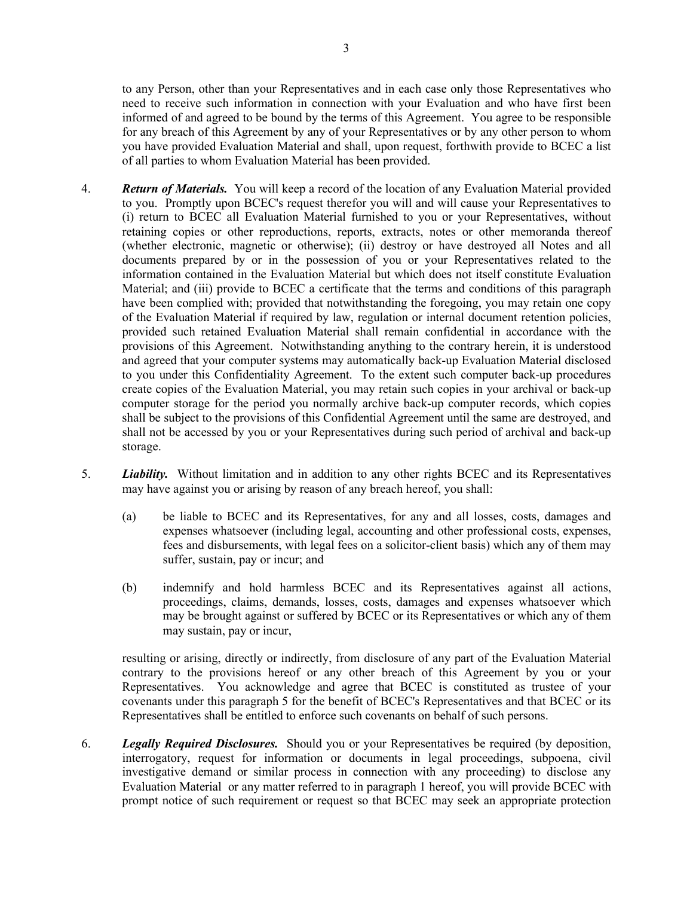to any Person, other than your Representatives and in each case only those Representatives who need to receive such information in connection with your Evaluation and who have first been informed of and agreed to be bound by the terms of this Agreement. You agree to be responsible for any breach of this Agreement by any of your Representatives or by any other person to whom you have provided Evaluation Material and shall, upon request, forthwith provide to BCEC a list of all parties to whom Evaluation Material has been provided.

4. ***Return of Materials.*** You will keep a record of the location of any Evaluation Material provided to you. Promptly upon BCEC's request therefor you will and will cause your Representatives to (i) return to BCEC all Evaluation Material furnished to you or your Representatives, without retaining copies or other reproductions, reports, extracts, notes or other memoranda thereof (whether electronic, magnetic or otherwise); (ii) destroy or have destroyed all Notes and all documents prepared by or in the possession of you or your Representatives related to the information contained in the Evaluation Material but which does not itself constitute Evaluation Material; and (iii) provide to BCEC a certificate that the terms and conditions of this paragraph have been complied with; provided that notwithstanding the foregoing, you may retain one copy of the Evaluation Material if required by law, regulation or internal document retention policies, provided such retained Evaluation Material shall remain confidential in accordance with the provisions of this Agreement. Notwithstanding anything to the contrary herein, it is understood and agreed that your computer systems may automatically back-up Evaluation Material disclosed to you under this Confidentiality Agreement. To the extent such computer back-up procedures create copies of the Evaluation Material, you may retain such copies in your archival or back-up computer storage for the period you normally archive back-up computer records, which copies shall be subject to the provisions of this Confidential Agreement until the same are destroyed, and shall not be accessed by you or your Representatives during such period of archival and back-up storage.

5. ***Liability.*** Without limitation and in addition to any other rights BCEC and its Representatives may have against you or arising by reason of any breach hereof, you shall:

   (a) be liable to BCEC and its Representatives, for any and all losses, costs, damages and expenses whatsoever (including legal, accounting and other professional costs, expenses, fees and disbursements, with legal fees on a solicitor-client basis) which any of them may suffer, sustain, pay or incur; and

   (b) indemnify and hold harmless BCEC and its Representatives against all actions, proceedings, claims, demands, losses, costs, damages and expenses whatsoever which may be brought against or suffered by BCEC or its Representatives or which any of them may sustain, pay or incur,

   resulting or arising, directly or indirectly, from disclosure of any part of the Evaluation Material contrary to the provisions hereof or any other breach of this Agreement by you or your Representatives. You acknowledge and agree that BCEC is constituted as trustee of your covenants under this paragraph 5 for the benefit of BCEC's Representatives and that BCEC or its Representatives shall be entitled to enforce such covenants on behalf of such persons.

6. ***Legally Required Disclosures.*** Should you or your Representatives be required (by deposition, interrogatory, request for information or documents in legal proceedings, subpoena, civil investigative demand or similar process in connection with any proceeding) to disclose any Evaluation Material or any matter referred to in paragraph 1 hereof, you will provide BCEC with prompt notice of such requirement or request so that BCEC may seek an appropriate protection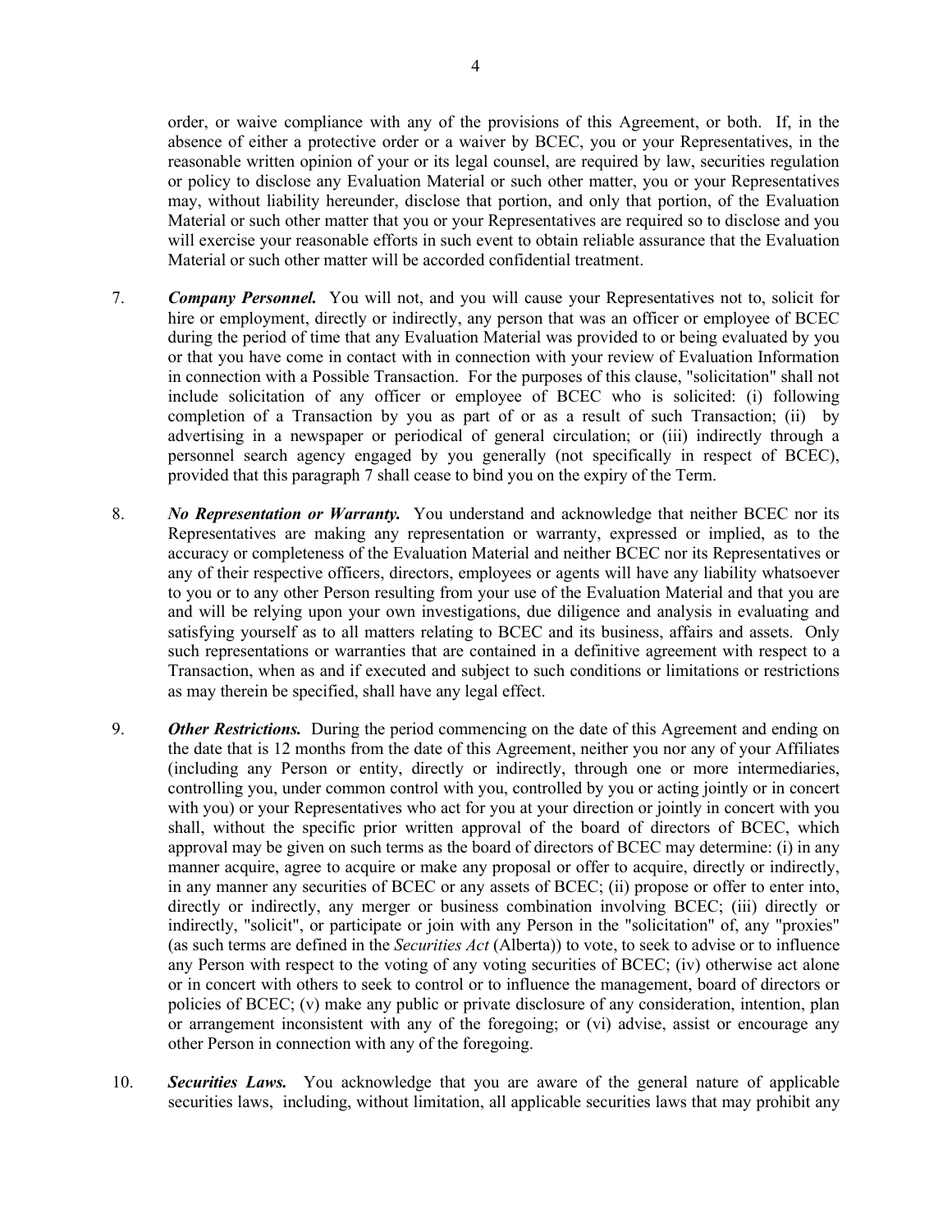order, or waive compliance with any of the provisions of this Agreement, or both. If, in the absence of either a protective order or a waiver by BCEC, you or your Representatives, in the reasonable written opinion of your or its legal counsel, are required by law, securities regulation or policy to disclose any Evaluation Material or such other matter, you or your Representatives may, without liability hereunder, disclose that portion, and only that portion, of the Evaluation Material or such other matter that you or your Representatives are required so to disclose and you will exercise your reasonable efforts in such event to obtain reliable assurance that the Evaluation Material or such other matter will be accorded confidential treatment.

7. ***Company Personnel.*** You will not, and you will cause your Representatives not to, solicit for hire or employment, directly or indirectly, any person that was an officer or employee of BCEC during the period of time that any Evaluation Material was provided to or being evaluated by you or that you have come in contact with in connection with your review of Evaluation Information in connection with a Possible Transaction. For the purposes of this clause, "solicitation" shall not include solicitation of any officer or employee of BCEC who is solicited: (i) following completion of a Transaction by you as part of or as a result of such Transaction; (ii) by advertising in a newspaper or periodical of general circulation; or (iii) indirectly through a personnel search agency engaged by you generally (not specifically in respect of BCEC), provided that this paragraph 7 shall cease to bind you on the expiry of the Term.

8. ***No Representation or Warranty.*** You understand and acknowledge that neither BCEC nor its Representatives are making any representation or warranty, expressed or implied, as to the accuracy or completeness of the Evaluation Material and neither BCEC nor its Representatives or any of their respective officers, directors, employees or agents will have any liability whatsoever to you or to any other Person resulting from your use of the Evaluation Material and that you are and will be relying upon your own investigations, due diligence and analysis in evaluating and satisfying yourself as to all matters relating to BCEC and its business, affairs and assets. Only such representations or warranties that are contained in a definitive agreement with respect to a Transaction, when as and if executed and subject to such conditions or limitations or restrictions as may therein be specified, shall have any legal effect.

9. ***Other Restrictions.*** During the period commencing on the date of this Agreement and ending on the date that is 12 months from the date of this Agreement, neither you nor any of your Affiliates (including any Person or entity, directly or indirectly, through one or more intermediaries, controlling you, under common control with you, controlled by you or acting jointly or in concert with you) or your Representatives who act for you at your direction or jointly in concert with you shall, without the specific prior written approval of the board of directors of BCEC, which approval may be given on such terms as the board of directors of BCEC may determine: (i) in any manner acquire, agree to acquire or make any proposal or offer to acquire, directly or indirectly, in any manner any securities of BCEC or any assets of BCEC; (ii) propose or offer to enter into, directly or indirectly, any merger or business combination involving BCEC; (iii) directly or indirectly, "solicit", or participate or join with any Person in the "solicitation" of, any "proxies" (as such terms are defined in the *Securities Act* (Alberta)) to vote, to seek to advise or to influence any Person with respect to the voting of any voting securities of BCEC; (iv) otherwise act alone or in concert with others to seek to control or to influence the management, board of directors or policies of BCEC; (v) make any public or private disclosure of any consideration, intention, plan or arrangement inconsistent with any of the foregoing; or (vi) advise, assist or encourage any other Person in connection with any of the foregoing.

10. ***Securities Laws.*** You acknowledge that you are aware of the general nature of applicable securities laws, including, without limitation, all applicable securities laws that may prohibit any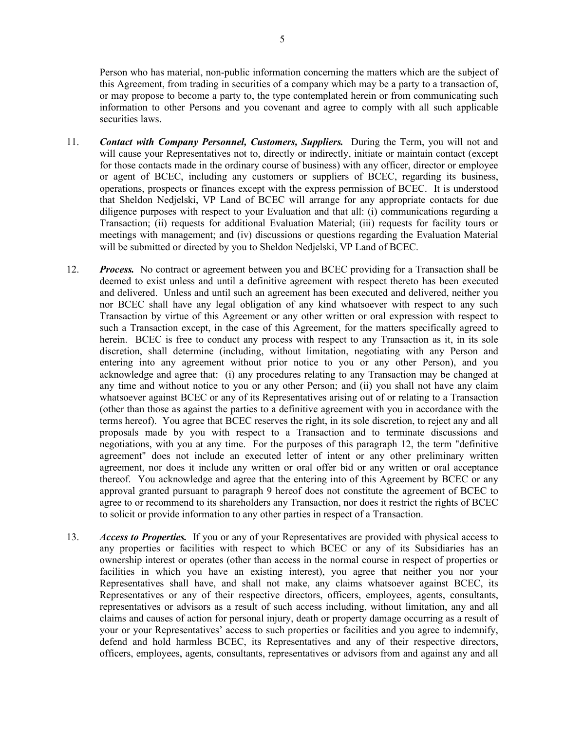Person who has material, non-public information concerning the matters which are the subject of this Agreement, from trading in securities of a company which may be a party to a transaction of, or may propose to become a party to, the type contemplated herein or from communicating such information to other Persons and you covenant and agree to comply with all such applicable securities laws.

11. ***Contact with Company Personnel, Customers, Suppliers.*** During the Term, you will not and will cause your Representatives not to, directly or indirectly, initiate or maintain contact (except for those contacts made in the ordinary course of business) with any officer, director or employee or agent of BCEC, including any customers or suppliers of BCEC, regarding its business, operations, prospects or finances except with the express permission of BCEC. It is understood that Sheldon Nedjelski, VP Land of BCEC will arrange for any appropriate contacts for due diligence purposes with respect to your Evaluation and that all: (i) communications regarding a Transaction; (ii) requests for additional Evaluation Material; (iii) requests for facility tours or meetings with management; and (iv) discussions or questions regarding the Evaluation Material will be submitted or directed by you to Sheldon Nedjelski, VP Land of BCEC.

12. ***Process.*** No contract or agreement between you and BCEC providing for a Transaction shall be deemed to exist unless and until a definitive agreement with respect thereto has been executed and delivered. Unless and until such an agreement has been executed and delivered, neither you nor BCEC shall have any legal obligation of any kind whatsoever with respect to any such Transaction by virtue of this Agreement or any other written or oral expression with respect to such a Transaction except, in the case of this Agreement, for the matters specifically agreed to herein. BCEC is free to conduct any process with respect to any Transaction as it, in its sole discretion, shall determine (including, without limitation, negotiating with any Person and entering into any agreement without prior notice to you or any other Person), and you acknowledge and agree that: (i) any procedures relating to any Transaction may be changed at any time and without notice to you or any other Person; and (ii) you shall not have any claim whatsoever against BCEC or any of its Representatives arising out of or relating to a Transaction (other than those as against the parties to a definitive agreement with you in accordance with the terms hereof). You agree that BCEC reserves the right, in its sole discretion, to reject any and all proposals made by you with respect to a Transaction and to terminate discussions and negotiations, with you at any time. For the purposes of this paragraph 12, the term "definitive agreement" does not include an executed letter of intent or any other preliminary written agreement, nor does it include any written or oral offer bid or any written or oral acceptance thereof. You acknowledge and agree that the entering into of this Agreement by BCEC or any approval granted pursuant to paragraph 9 hereof does not constitute the agreement of BCEC to agree to or recommend to its shareholders any Transaction, nor does it restrict the rights of BCEC to solicit or provide information to any other parties in respect of a Transaction.

13. ***Access to Properties.*** If you or any of your Representatives are provided with physical access to any properties or facilities with respect to which BCEC or any of its Subsidiaries has an ownership interest or operates (other than access in the normal course in respect of properties or facilities in which you have an existing interest), you agree that neither you nor your Representatives shall have, and shall not make, any claims whatsoever against BCEC, its Representatives or any of their respective directors, officers, employees, agents, consultants, representatives or advisors as a result of such access including, without limitation, any and all claims and causes of action for personal injury, death or property damage occurring as a result of your or your Representatives' access to such properties or facilities and you agree to indemnify, defend and hold harmless BCEC, its Representatives and any of their respective directors, officers, employees, agents, consultants, representatives or advisors from and against any and all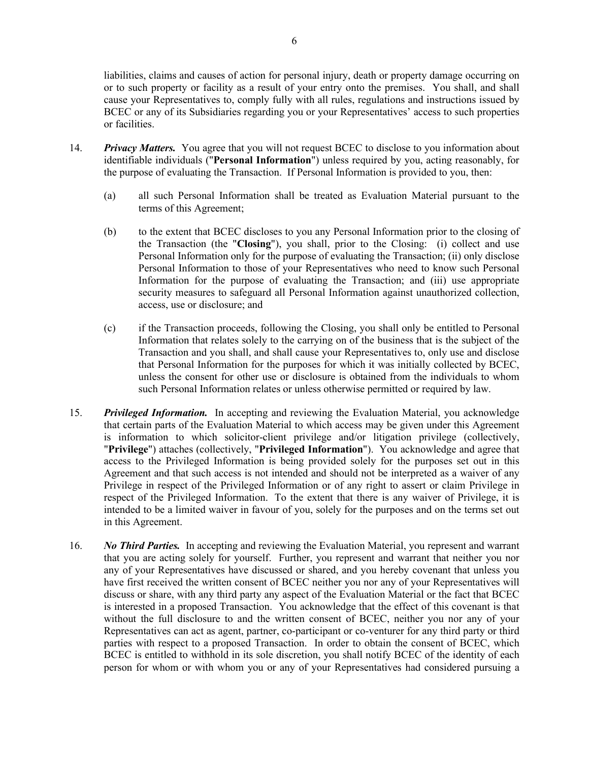liabilities, claims and causes of action for personal injury, death or property damage occurring on or to such property or facility as a result of your entry onto the premises. You shall, and shall cause your Representatives to, comply fully with all rules, regulations and instructions issued by BCEC or any of its Subsidiaries regarding you or your Representatives' access to such properties or facilities.

14. ***Privacy Matters.*** You agree that you will not request BCEC to disclose to you information about identifiable individuals ("**Personal Information**") unless required by you, acting reasonably, for the purpose of evaluating the Transaction. If Personal Information is provided to you, then:

    (a) all such Personal Information shall be treated as Evaluation Material pursuant to the terms of this Agreement;

    (b) to the extent that BCEC discloses to you any Personal Information prior to the closing of the Transaction (the "**Closing**"), you shall, prior to the Closing: (i) collect and use Personal Information only for the purpose of evaluating the Transaction; (ii) only disclose Personal Information to those of your Representatives who need to know such Personal Information for the purpose of evaluating the Transaction; and (iii) use appropriate security measures to safeguard all Personal Information against unauthorized collection, access, use or disclosure; and

    (c) if the Transaction proceeds, following the Closing, you shall only be entitled to Personal Information that relates solely to the carrying on of the business that is the subject of the Transaction and you shall, and shall cause your Representatives to, only use and disclose that Personal Information for the purposes for which it was initially collected by BCEC, unless the consent for other use or disclosure is obtained from the individuals to whom such Personal Information relates or unless otherwise permitted or required by law.

15. ***Privileged Information.*** In accepting and reviewing the Evaluation Material, you acknowledge that certain parts of the Evaluation Material to which access may be given under this Agreement is information to which solicitor-client privilege and/or litigation privilege (collectively, "**Privilege**") attaches (collectively, "**Privileged Information**"). You acknowledge and agree that access to the Privileged Information is being provided solely for the purposes set out in this Agreement and that such access is not intended and should not be interpreted as a waiver of any Privilege in respect of the Privileged Information or of any right to assert or claim Privilege in respect of the Privileged Information. To the extent that there is any waiver of Privilege, it is intended to be a limited waiver in favour of you, solely for the purposes and on the terms set out in this Agreement.

16. ***No Third Parties.*** In accepting and reviewing the Evaluation Material, you represent and warrant that you are acting solely for yourself. Further, you represent and warrant that neither you nor any of your Representatives have discussed or shared, and you hereby covenant that unless you have first received the written consent of BCEC neither you nor any of your Representatives will discuss or share, with any third party any aspect of the Evaluation Material or the fact that BCEC is interested in a proposed Transaction. You acknowledge that the effect of this covenant is that without the full disclosure to and the written consent of BCEC, neither you nor any of your Representatives can act as agent, partner, co-participant or co-venturer for any third party or third parties with respect to a proposed Transaction. In order to obtain the consent of BCEC, which BCEC is entitled to withhold in its sole discretion, you shall notify BCEC of the identity of each person for whom or with whom you or any of your Representatives had considered pursuing a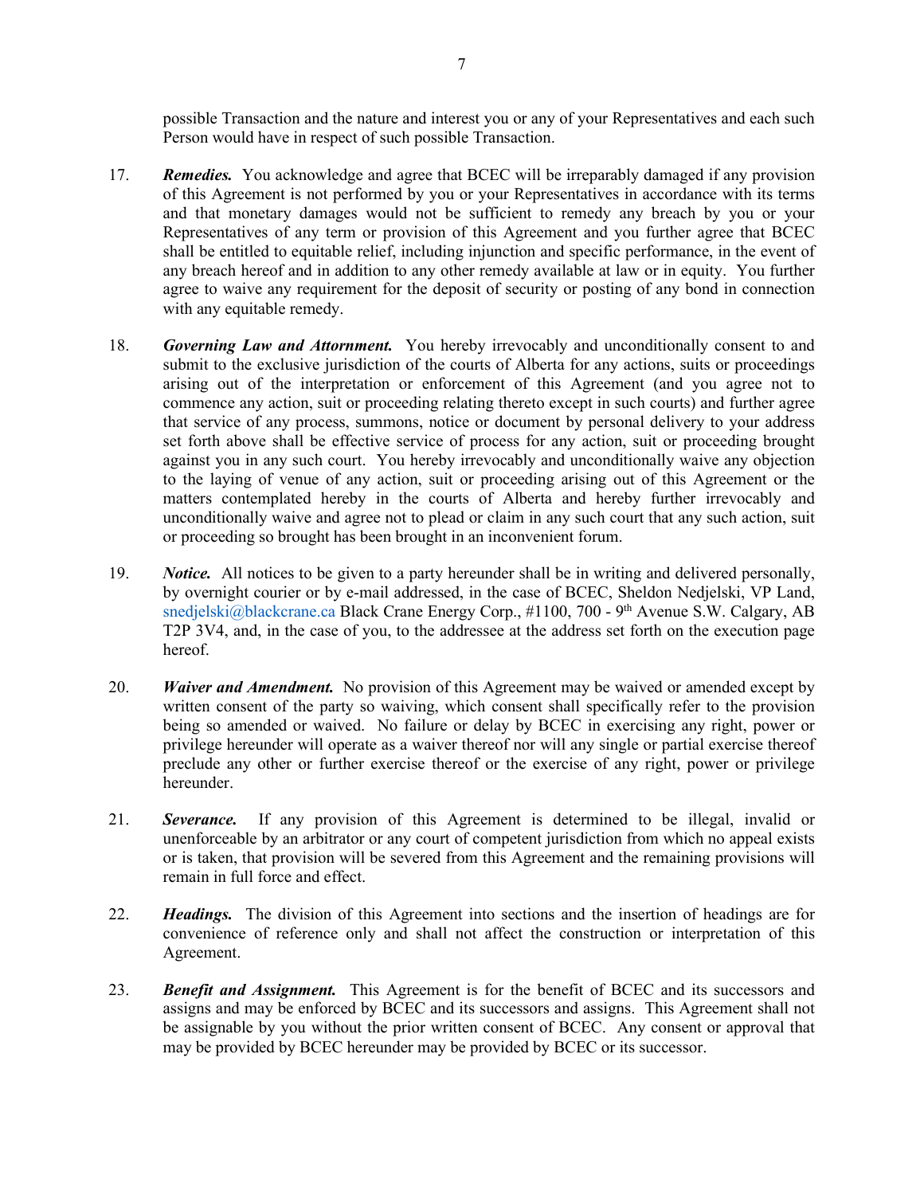possible Transaction and the nature and interest you or any of your Representatives and each such Person would have in respect of such possible Transaction.

17. ***Remedies.*** You acknowledge and agree that BCEC will be irreparably damaged if any provision of this Agreement is not performed by you or your Representatives in accordance with its terms and that monetary damages would not be sufficient to remedy any breach by you or your Representatives of any term or provision of this Agreement and you further agree that BCEC shall be entitled to equitable relief, including injunction and specific performance, in the event of any breach hereof and in addition to any other remedy available at law or in equity. You further agree to waive any requirement for the deposit of security or posting of any bond in connection with any equitable remedy.

18. ***Governing Law and Attornment.*** You hereby irrevocably and unconditionally consent to and submit to the exclusive jurisdiction of the courts of Alberta for any actions, suits or proceedings arising out of the interpretation or enforcement of this Agreement (and you agree not to commence any action, suit or proceeding relating thereto except in such courts) and further agree that service of any process, summons, notice or document by personal delivery to your address set forth above shall be effective service of process for any action, suit or proceeding brought against you in any such court. You hereby irrevocably and unconditionally waive any objection to the laying of venue of any action, suit or proceeding arising out of this Agreement or the matters contemplated hereby in the courts of Alberta and hereby further irrevocably and unconditionally waive and agree not to plead or claim in any such court that any such action, suit or proceeding so brought has been brought in an inconvenient forum.

19. ***Notice.*** All notices to be given to a party hereunder shall be in writing and delivered personally, by overnight courier or by e-mail addressed, in the case of BCEC, Sheldon Nedjelski, VP Land, snedjelski@blackcrane.ca Black Crane Energy Corp., #1100, 700 - 9th Avenue S.W. Calgary, AB T2P 3V4, and, in the case of you, to the addressee at the address set forth on the execution page hereof.

20. ***Waiver and Amendment.*** No provision of this Agreement may be waived or amended except by written consent of the party so waiving, which consent shall specifically refer to the provision being so amended or waived. No failure or delay by BCEC in exercising any right, power or privilege hereunder will operate as a waiver thereof nor will any single or partial exercise thereof preclude any other or further exercise thereof or the exercise of any right, power or privilege hereunder.

21. ***Severance.*** If any provision of this Agreement is determined to be illegal, invalid or unenforceable by an arbitrator or any court of competent jurisdiction from which no appeal exists or is taken, that provision will be severed from this Agreement and the remaining provisions will remain in full force and effect.

22. ***Headings.*** The division of this Agreement into sections and the insertion of headings are for convenience of reference only and shall not affect the construction or interpretation of this Agreement.

23. ***Benefit and Assignment.*** This Agreement is for the benefit of BCEC and its successors and assigns and may be enforced by BCEC and its successors and assigns. This Agreement shall not be assignable by you without the prior written consent of BCEC. Any consent or approval that may be provided by BCEC hereunder may be provided by BCEC or its successor.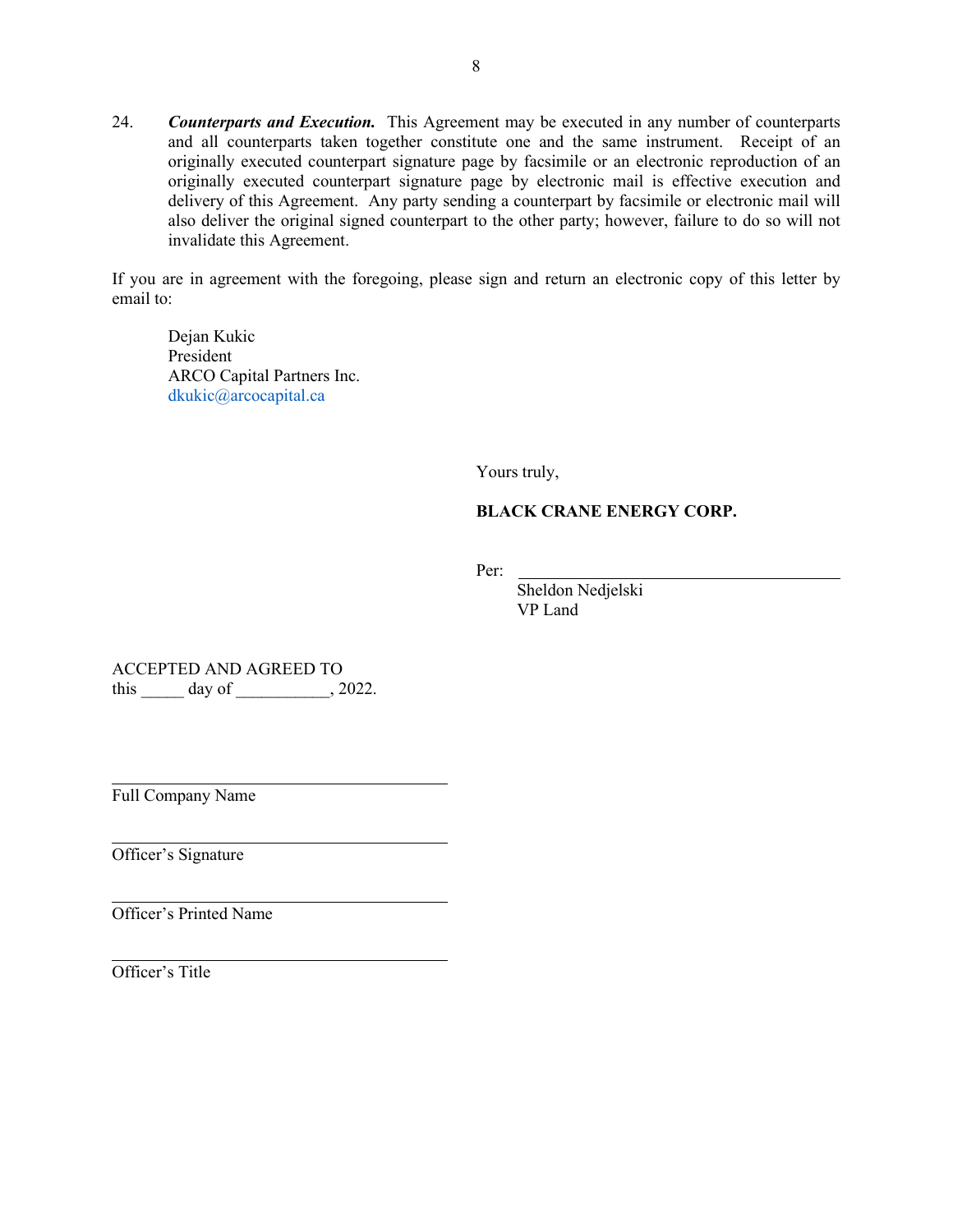24. ***Counterparts and Execution.*** This Agreement may be executed in any number of counterparts and all counterparts taken together constitute one and the same instrument. Receipt of an originally executed counterpart signature page by facsimile or an electronic reproduction of an originally executed counterpart signature page by electronic mail is effective execution and delivery of this Agreement. Any party sending a counterpart by facsimile or electronic mail will also deliver the original signed counterpart to the other party; however, failure to do so will not invalidate this Agreement.

If you are in agreement with the foregoing, please sign and return an electronic copy of this letter by email to:

Dejan Kukic
President
ARCO Capital Partners Inc.
dkukic@arcocapital.ca

Yours truly,

**BLACK CRANE ENERGY CORP.**

Per: ______________________________
Sheldon Nedjelski
VP Land

ACCEPTED AND AGREED TO
this _____ day of ___________, 2022.

______________________________
Full Company Name

______________________________
Officer's Signature

______________________________
Officer's Printed Name

______________________________
Officer's Title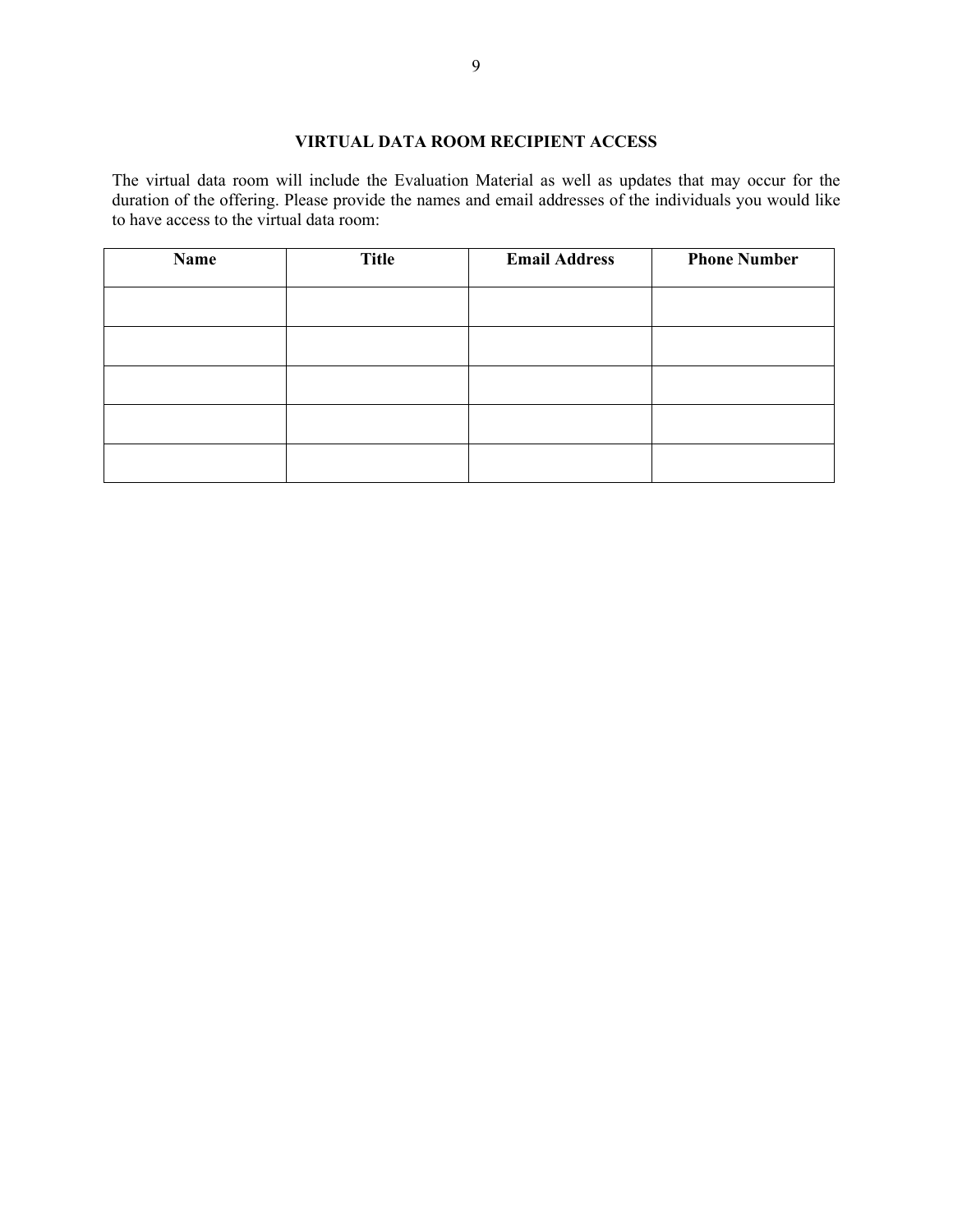## VIRTUAL DATA ROOM RECIPIENT ACCESS

The virtual data room will include the Evaluation Material as well as updates that may occur for the duration of the offering. Please provide the names and email addresses of the individuals you would like to have access to the virtual data room:

| Name | Title | Email Address | Phone Number |
|---|---|---|---|
| | | | |
| | | | |
| | | | |
| | | | |
| | | | |